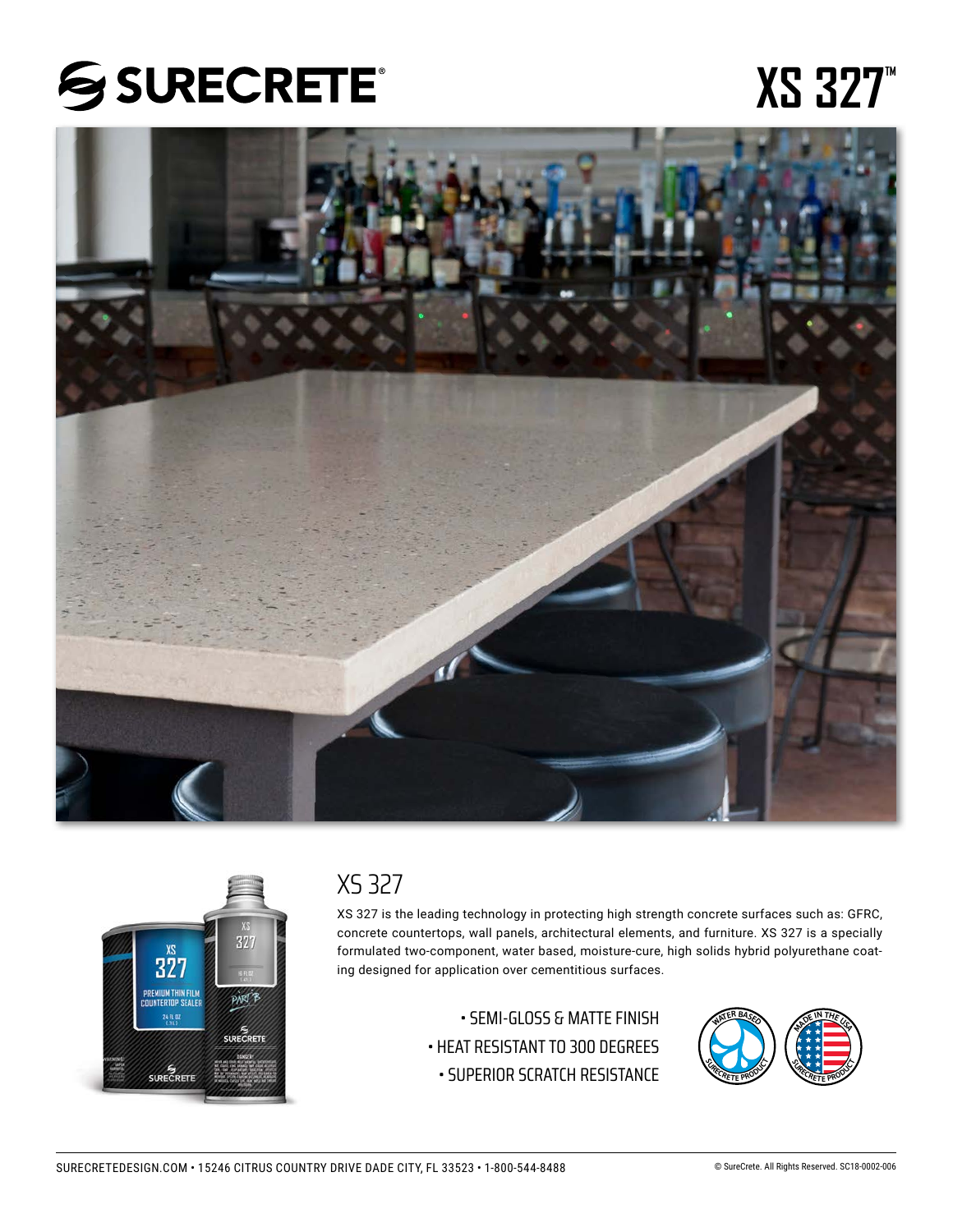# SURECRETE®

# XS 327™

## XS 327

XS 327 is the leading technology in protecting high strength concrete surfaces such as: GFRC, concrete countertops, wall panels, architectural elements, and furniture. XS 327 is a specially formulated two-component, water based, moisture-cure, high solids hybrid polyurethane coating designed for application over cementitious surfaces.

- SEMI-GLOSS & MATTE FINISH
- HEAT RESISTANT TO 300 DEGREES
- SUPERIOR SCRATCH RESISTANCE

SURECRETEDESIGN.COM • 15246 CITRUS COUNTRY DRIVE DADE CITY, FL 33523 • 1-800-544-8488

© SureCrete. All Rights Reserved. SC18-0002-006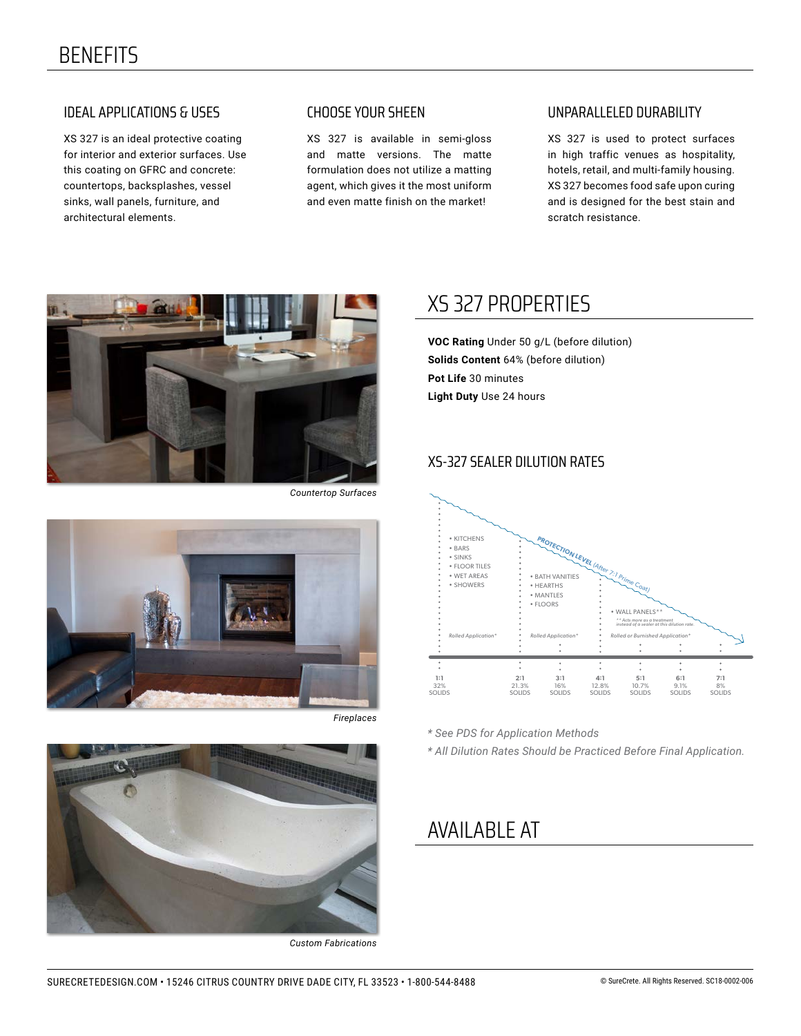# BENEFITS

### IDEAL APPLICATIONS & USES

XS 327 is an ideal protective coating for interior and exterior surfaces. Use this coating on GFRC and concrete: countertops, backsplashes, vessel sinks, wall panels, furniture, and architectural elements.

### CHOOSE YOUR SHEEN

XS 327 is available in semi-gloss and matte versions. The matte formulation does not utilize a matting agent, which gives it the most uniform and even matte finish on the market!

### UNPARALLELED DURABILITY

XS 327 is used to protect surfaces in high traffic venues as hospitality, hotels, retail, and multi-family housing. XS 327 becomes food safe upon curing and is designed for the best stain and scratch resistance.

*Countertop Surfaces*

*Fireplaces*

*Custom Fabrications*

# XS 327 PROPERTIES

**VOC Rating** Under 50 g/L (before dilution)
**Solids Content** 64% (before dilution)
**Pot Life** 30 minutes
**Light Duty** Use 24 hours

### XS-327 SEALER DILUTION RATES

PROTECTION LEVEL (After 7:1 Prime Coat)

• KITCHENS
• BARS
• SINKS
• FLOOR TILES
• WET AREAS
• SHOWERS

*Rolled Application**

• BATH VANITIES
• HEARTHS
• MANTLES
• FLOORS

*Rolled Application**

• WALL PANELS**

*** Acts more as a treatment instead of a sealer at this dilution rate.*

*Rolled or Burnished Application**

1:1 32% SOLIDS
2:1 21.3% SOLIDS
3:1 16% SOLIDS
4:1 12.8% SOLIDS
5:1 10.7% SOLIDS
6:1 9.1% SOLIDS
7:1 8% SOLIDS

*\* See PDS for Application Methods*

*\* All Dilution Rates Should be Practiced Before Final Application.*

# AVAILABLE AT

SURECRETEDESIGN.COM • 15246 CITRUS COUNTRY DRIVE DADE CITY, FL 33523 • 1-800-544-8488

© SureCrete. All Rights Reserved. SC18-0002-006